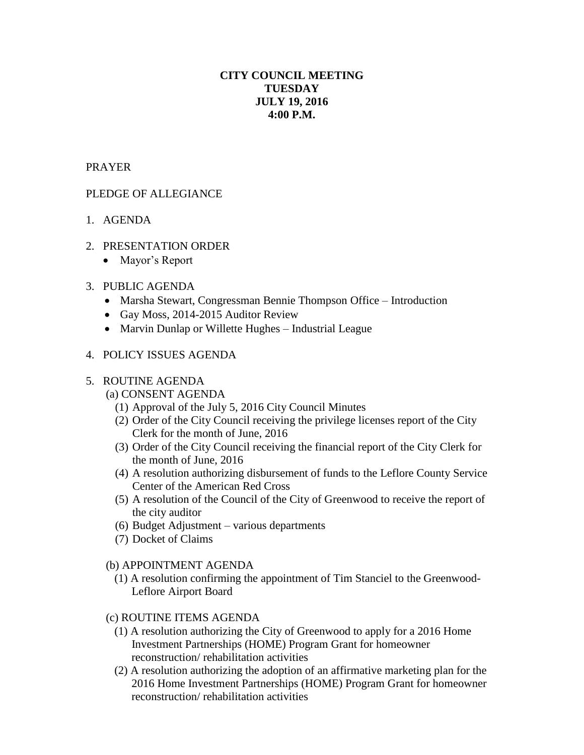# CITY COUNCIL MEETING
# TUESDAY
# JULY 19, 2016
# 4:00 P.M.

PRAYER

PLEDGE OF ALLEGIANCE

1. AGENDA

2. PRESENTATION ORDER
   - Mayor's Report

3. PUBLIC AGENDA
   - Marsha Stewart, Congressman Bennie Thompson Office – Introduction
   - Gay Moss, 2014-2015 Auditor Review
   - Marvin Dunlap or Willette Hughes – Industrial League

4. POLICY ISSUES AGENDA

5. ROUTINE AGENDA

   (a) CONSENT AGENDA
   
   (1) Approval of the July 5, 2016 City Council Minutes
   
   (2) Order of the City Council receiving the privilege licenses report of the City Clerk for the month of June, 2016
   
   (3) Order of the City Council receiving the financial report of the City Clerk for the month of June, 2016
   
   (4) A resolution authorizing disbursement of funds to the Leflore County Service Center of the American Red Cross
   
   (5) A resolution of the Council of the City of Greenwood to receive the report of the city auditor
   
   (6) Budget Adjustment – various departments
   
   (7) Docket of Claims

   (b) APPOINTMENT AGENDA
   
   (1) A resolution confirming the appointment of Tim Stanciel to the Greenwood-Leflore Airport Board

   (c) ROUTINE ITEMS AGENDA
   
   (1) A resolution authorizing the City of Greenwood to apply for a 2016 Home Investment Partnerships (HOME) Program Grant for homeowner reconstruction/ rehabilitation activities
   
   (2) A resolution authorizing the adoption of an affirmative marketing plan for the 2016 Home Investment Partnerships (HOME) Program Grant for homeowner reconstruction/ rehabilitation activities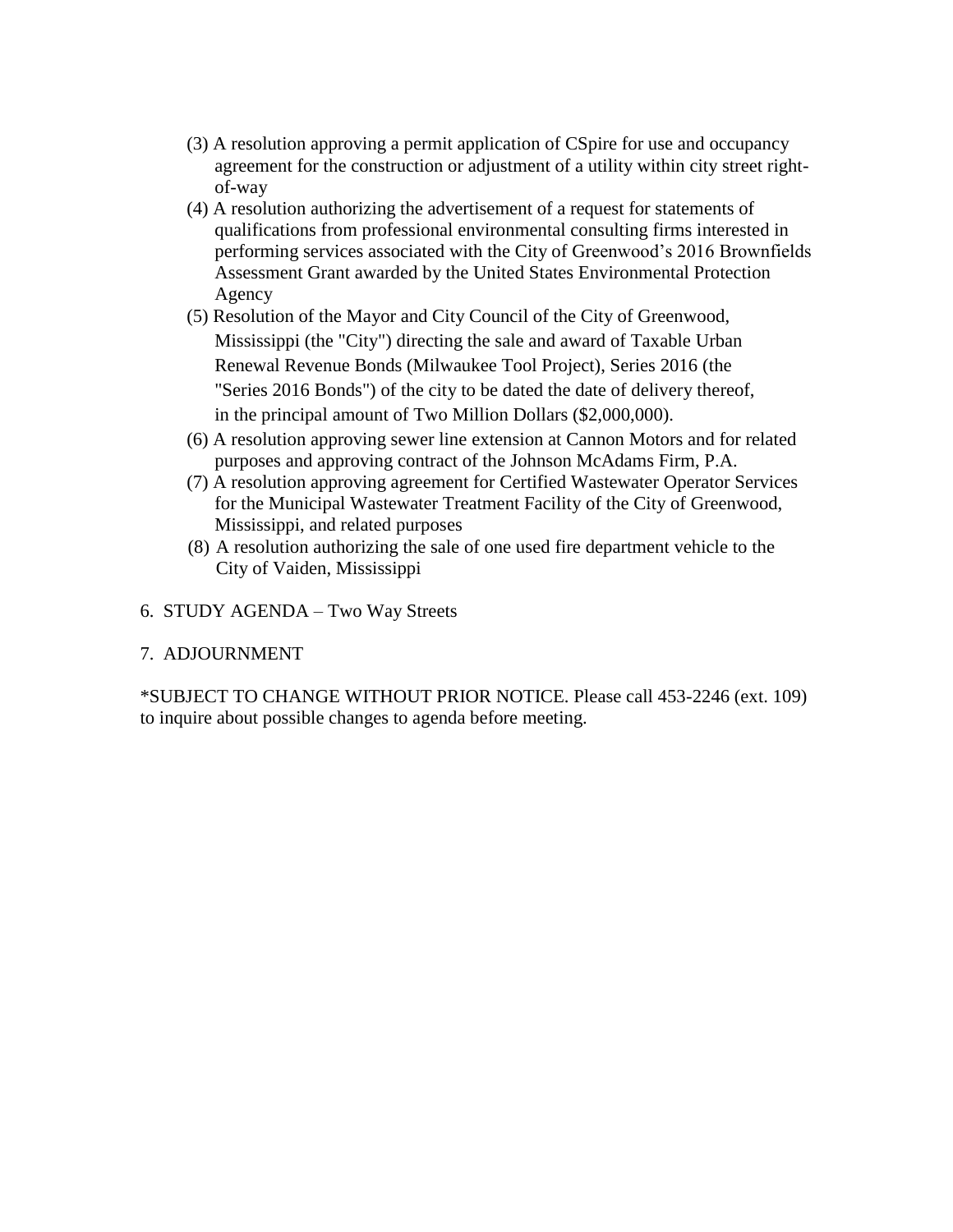(3) A resolution approving a permit application of CSpire for use and occupancy agreement for the construction or adjustment of a utility within city street right-of-way

(4) A resolution authorizing the advertisement of a request for statements of qualifications from professional environmental consulting firms interested in performing services associated with the City of Greenwood's 2016 Brownfields Assessment Grant awarded by the United States Environmental Protection Agency

(5) Resolution of the Mayor and City Council of the City of Greenwood, Mississippi (the "City") directing the sale and award of Taxable Urban Renewal Revenue Bonds (Milwaukee Tool Project), Series 2016 (the "Series 2016 Bonds") of the city to be dated the date of delivery thereof, in the principal amount of Two Million Dollars ($2,000,000).

(6) A resolution approving sewer line extension at Cannon Motors and for related purposes and approving contract of the Johnson McAdams Firm, P.A.

(7) A resolution approving agreement for Certified Wastewater Operator Services for the Municipal Wastewater Treatment Facility of the City of Greenwood, Mississippi, and related purposes

(8) A resolution authorizing the sale of one used fire department vehicle to the City of Vaiden, Mississippi

6. STUDY AGENDA – Two Way Streets

7. ADJOURNMENT

*SUBJECT TO CHANGE WITHOUT PRIOR NOTICE. Please call 453-2246 (ext. 109) to inquire about possible changes to agenda before meeting.